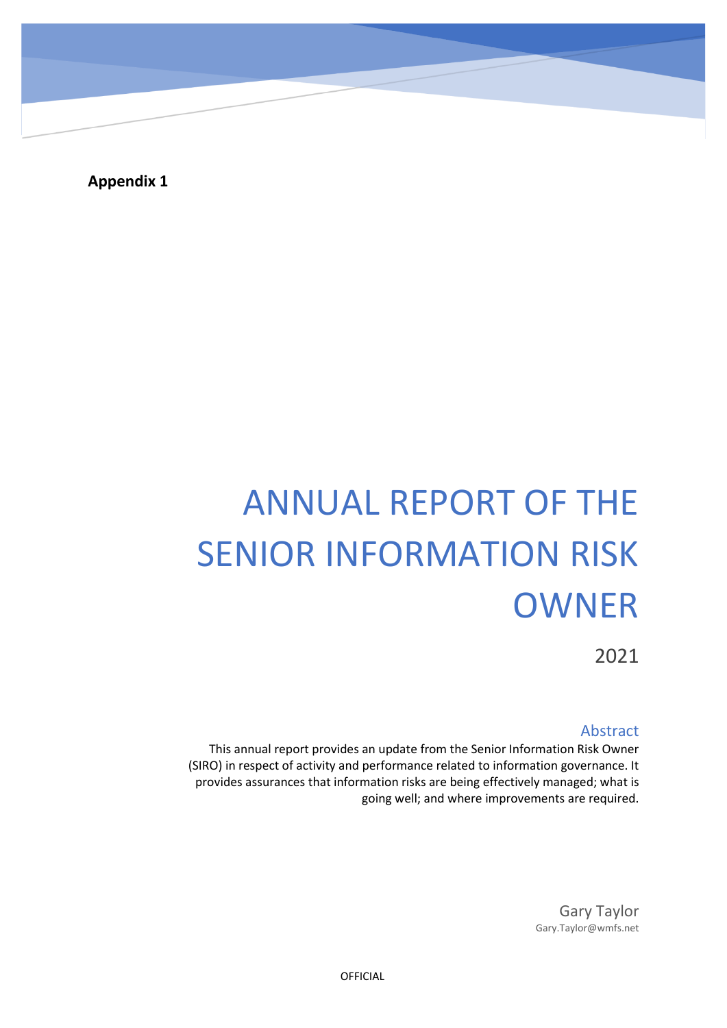**Appendix 1**

# ANNUAL REPORT OF THE SENIOR INFORMATION RISK OWNER

2021

## Abstract

This annual report provides an update from the Senior Information Risk Owner (SIRO) in respect of activity and performance related to information governance. It provides assurances that information risks are being effectively managed; what is going well; and where improvements are required.

Gary Taylor
Gary.Taylor@wmfs.net

OFFICIAL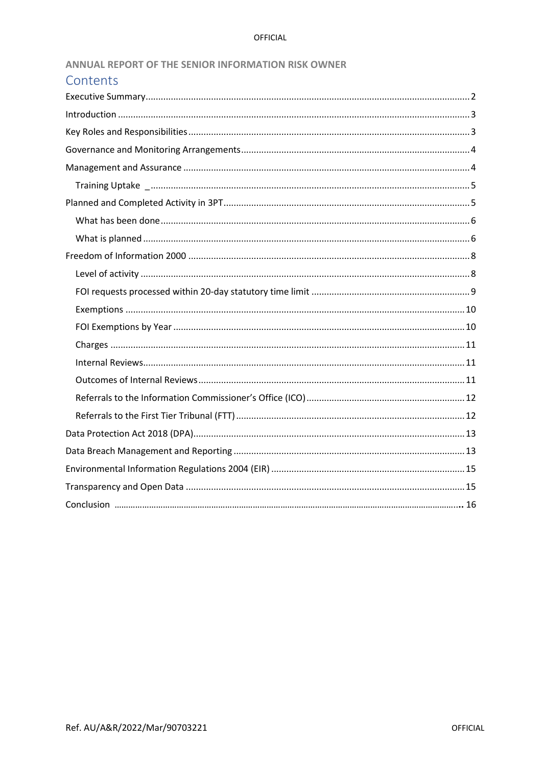**ANNUAL REPORT OF THE SENIOR INFORMATION RISK OWNER**

# Contents

- Executive Summary ........ 2
- Introduction ........ 3
- Key Roles and Responsibilities ........ 3
- Governance and Monitoring Arrangements ........ 4
- Management and Assurance ........ 4
  - Training Uptake _ ........ 5
- Planned and Completed Activity in 3PT ........ 5
  - What has been done ........ 6
  - What is planned ........ 6
- Freedom of Information 2000 ........ 8
  - Level of activity ........ 8
  - FOI requests processed within 20-day statutory time limit ........ 9
  - Exemptions ........ 10
  - FOI Exemptions by Year ........ 10
  - Charges ........ 11
  - Internal Reviews ........ 11
  - Outcomes of Internal Reviews ........ 11
  - Referrals to the Information Commissioner's Office (ICO) ........ 12
  - Referrals to the First Tier Tribunal (FTT) ........ 12
- Data Protection Act 2018 (DPA) ........ 13
- Data Breach Management and Reporting ........ 13
- Environmental Information Regulations 2004 (EIR) ........ 15
- Transparency and Open Data ........ 15
- Conclusion ........ 16

Ref. AU/A&R/2022/Mar/90703221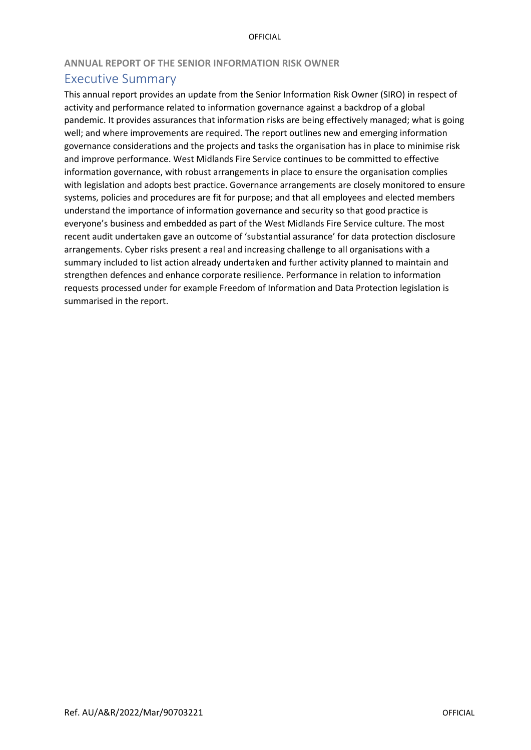**ANNUAL REPORT OF THE SENIOR INFORMATION RISK OWNER**

## Executive Summary

This annual report provides an update from the Senior Information Risk Owner (SIRO) in respect of activity and performance related to information governance against a backdrop of a global pandemic. It provides assurances that information risks are being effectively managed; what is going well; and where improvements are required. The report outlines new and emerging information governance considerations and the projects and tasks the organisation has in place to minimise risk and improve performance. West Midlands Fire Service continues to be committed to effective information governance, with robust arrangements in place to ensure the organisation complies with legislation and adopts best practice. Governance arrangements are closely monitored to ensure systems, policies and procedures are fit for purpose; and that all employees and elected members understand the importance of information governance and security so that good practice is everyone's business and embedded as part of the West Midlands Fire Service culture. The most recent audit undertaken gave an outcome of 'substantial assurance' for data protection disclosure arrangements. Cyber risks present a real and increasing challenge to all organisations with a summary included to list action already undertaken and further activity planned to maintain and strengthen defences and enhance corporate resilience. Performance in relation to information requests processed under for example Freedom of Information and Data Protection legislation is summarised in the report.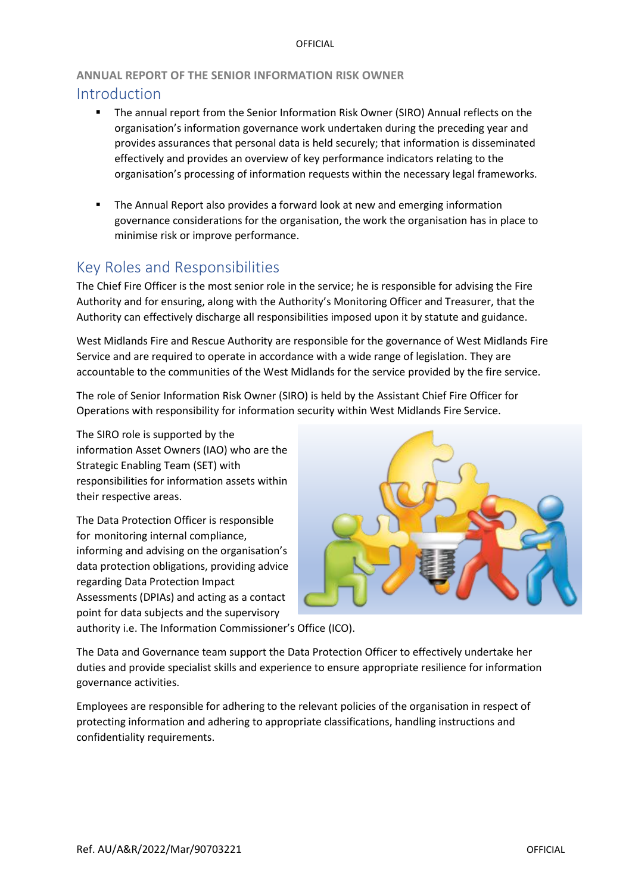## ANNUAL REPORT OF THE SENIOR INFORMATION RISK OWNER

# Introduction

- The annual report from the Senior Information Risk Owner (SIRO) Annual reflects on the organisation's information governance work undertaken during the preceding year and provides assurances that personal data is held securely; that information is disseminated effectively and provides an overview of key performance indicators relating to the organisation's processing of information requests within the necessary legal frameworks.

- The Annual Report also provides a forward look at new and emerging information governance considerations for the organisation, the work the organisation has in place to minimise risk or improve performance.

# Key Roles and Responsibilities

The Chief Fire Officer is the most senior role in the service; he is responsible for advising the Fire Authority and for ensuring, along with the Authority's Monitoring Officer and Treasurer, that the Authority can effectively discharge all responsibilities imposed upon it by statute and guidance.

West Midlands Fire and Rescue Authority are responsible for the governance of West Midlands Fire Service and are required to operate in accordance with a wide range of legislation. They are accountable to the communities of the West Midlands for the service provided by the fire service.

The role of Senior Information Risk Owner (SIRO) is held by the Assistant Chief Fire Officer for Operations with responsibility for information security within West Midlands Fire Service.

The SIRO role is supported by the information Asset Owners (IAO) who are the Strategic Enabling Team (SET) with responsibilities for information assets within their respective areas.

The Data Protection Officer is responsible for monitoring internal compliance, informing and advising on the organisation's data protection obligations, providing advice regarding Data Protection Impact Assessments (DPIAs) and acting as a contact point for data subjects and the supervisory authority i.e. The Information Commissioner's Office (ICO).

The Data and Governance team support the Data Protection Officer to effectively undertake her duties and provide specialist skills and experience to ensure appropriate resilience for information governance activities.

Employees are responsible for adhering to the relevant policies of the organisation in respect of protecting information and adhering to appropriate classifications, handling instructions and confidentiality requirements.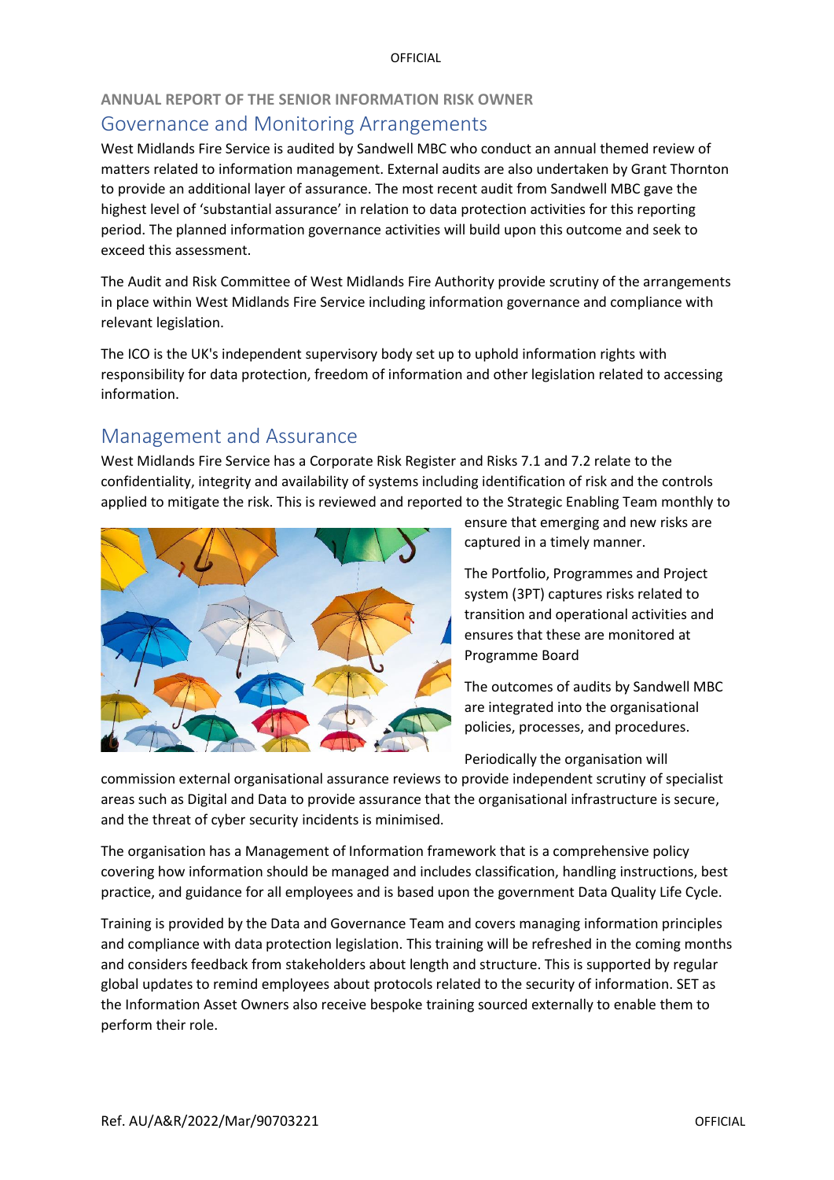## ANNUAL REPORT OF THE SENIOR INFORMATION RISK OWNER

## Governance and Monitoring Arrangements

West Midlands Fire Service is audited by Sandwell MBC who conduct an annual themed review of matters related to information management. External audits are also undertaken by Grant Thornton to provide an additional layer of assurance. The most recent audit from Sandwell MBC gave the highest level of 'substantial assurance' in relation to data protection activities for this reporting period. The planned information governance activities will build upon this outcome and seek to exceed this assessment.

The Audit and Risk Committee of West Midlands Fire Authority provide scrutiny of the arrangements in place within West Midlands Fire Service including information governance and compliance with relevant legislation.

The ICO is the UK's independent supervisory body set up to uphold information rights with responsibility for data protection, freedom of information and other legislation related to accessing information.

## Management and Assurance

West Midlands Fire Service has a Corporate Risk Register and Risks 7.1 and 7.2 relate to the confidentiality, integrity and availability of systems including identification of risk and the controls applied to mitigate the risk. This is reviewed and reported to the Strategic Enabling Team monthly to ensure that emerging and new risks are captured in a timely manner.

The Portfolio, Programmes and Project system (3PT) captures risks related to transition and operational activities and ensures that these are monitored at Programme Board

The outcomes of audits by Sandwell MBC are integrated into the organisational policies, processes, and procedures.

Periodically the organisation will commission external organisational assurance reviews to provide independent scrutiny of specialist areas such as Digital and Data to provide assurance that the organisational infrastructure is secure, and the threat of cyber security incidents is minimised.

The organisation has a Management of Information framework that is a comprehensive policy covering how information should be managed and includes classification, handling instructions, best practice, and guidance for all employees and is based upon the government Data Quality Life Cycle.

Training is provided by the Data and Governance Team and covers managing information principles and compliance with data protection legislation. This training will be refreshed in the coming months and considers feedback from stakeholders about length and structure. This is supported by regular global updates to remind employees about protocols related to the security of information. SET as the Information Asset Owners also receive bespoke training sourced externally to enable them to perform their role.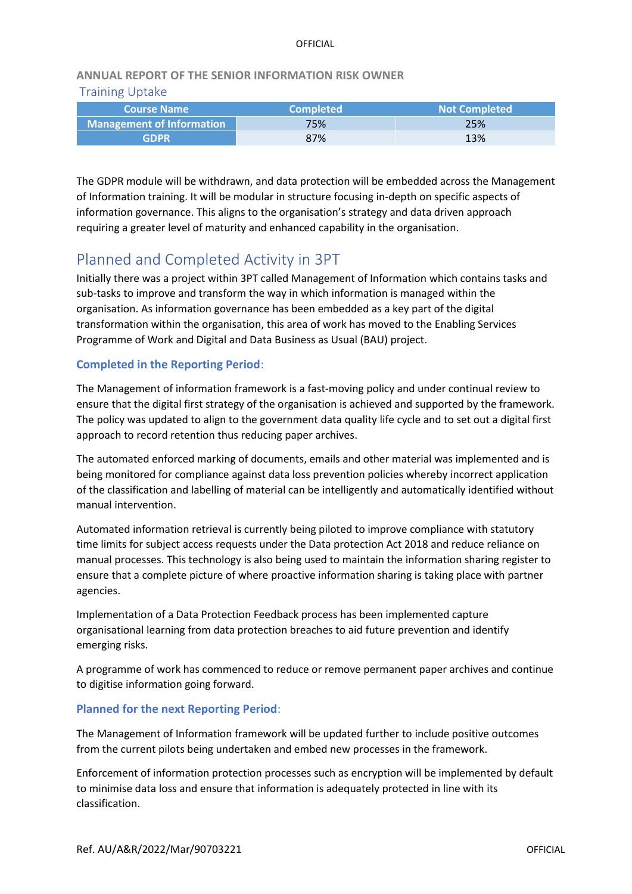## ANNUAL REPORT OF THE SENIOR INFORMATION RISK OWNER

### Training Uptake

| Course Name | Completed | Not Completed |
|---|---|---|
| Management of Information | 75% | 25% |
| GDPR | 87% | 13% |

The GDPR module will be withdrawn, and data protection will be embedded across the Management of Information training. It will be modular in structure focusing in-depth on specific aspects of information governance. This aligns to the organisation's strategy and data driven approach requiring a greater level of maturity and enhanced capability in the organisation.

## Planned and Completed Activity in 3PT

Initially there was a project within 3PT called Management of Information which contains tasks and sub-tasks to improve and transform the way in which information is managed within the organisation. As information governance has been embedded as a key part of the digital transformation within the organisation, this area of work has moved to the Enabling Services Programme of Work and Digital and Data Business as Usual (BAU) project.

### Completed in the Reporting Period:

The Management of information framework is a fast-moving policy and under continual review to ensure that the digital first strategy of the organisation is achieved and supported by the framework. The policy was updated to align to the government data quality life cycle and to set out a digital first approach to record retention thus reducing paper archives.

The automated enforced marking of documents, emails and other material was implemented and is being monitored for compliance against data loss prevention policies whereby incorrect application of the classification and labelling of material can be intelligently and automatically identified without manual intervention.

Automated information retrieval is currently being piloted to improve compliance with statutory time limits for subject access requests under the Data protection Act 2018 and reduce reliance on manual processes. This technology is also being used to maintain the information sharing register to ensure that a complete picture of where proactive information sharing is taking place with partner agencies.

Implementation of a Data Protection Feedback process has been implemented capture organisational learning from data protection breaches to aid future prevention and identify emerging risks.

A programme of work has commenced to reduce or remove permanent paper archives and continue to digitise information going forward.

### Planned for the next Reporting Period:

The Management of Information framework will be updated further to include positive outcomes from the current pilots being undertaken and embed new processes in the framework.

Enforcement of information protection processes such as encryption will be implemented by default to minimise data loss and ensure that information is adequately protected in line with its classification.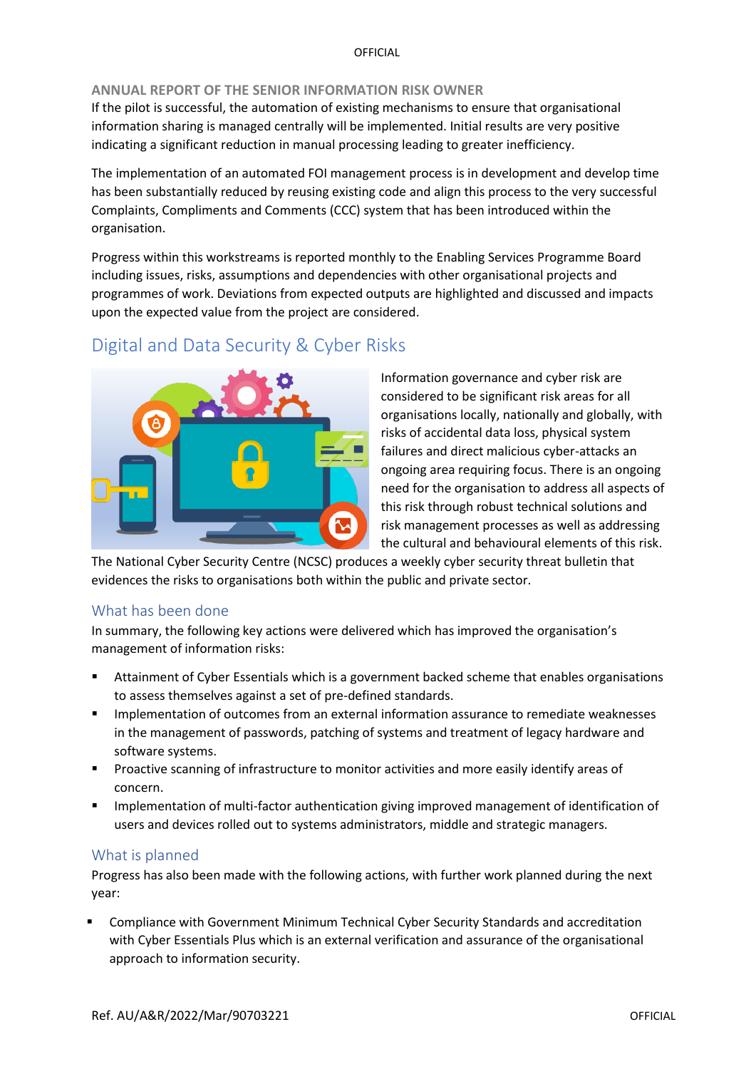If the pilot is successful, the automation of existing mechanisms to ensure that organisational information sharing is managed centrally will be implemented. Initial results are very positive indicating a significant reduction in manual processing leading to greater inefficiency.

The implementation of an automated FOI management process is in development and develop time has been substantially reduced by reusing existing code and align this process to the very successful Complaints, Compliments and Comments (CCC) system that has been introduced within the organisation.

Progress within this workstreams is reported monthly to the Enabling Services Programme Board including issues, risks, assumptions and dependencies with other organisational projects and programmes of work. Deviations from expected outputs are highlighted and discussed and impacts upon the expected value from the project are considered.

## Digital and Data Security & Cyber Risks

Information governance and cyber risk are considered to be significant risk areas for all organisations locally, nationally and globally, with risks of accidental data loss, physical system failures and direct malicious cyber-attacks an ongoing area requiring focus. There is an ongoing need for the organisation to address all aspects of this risk through robust technical solutions and risk management processes as well as addressing the cultural and behavioural elements of this risk. The National Cyber Security Centre (NCSC) produces a weekly cyber security threat bulletin that evidences the risks to organisations both within the public and private sector.

### What has been done

In summary, the following key actions were delivered which has improved the organisation's management of information risks:

- Attainment of Cyber Essentials which is a government backed scheme that enables organisations to assess themselves against a set of pre-defined standards.
- Implementation of outcomes from an external information assurance to remediate weaknesses in the management of passwords, patching of systems and treatment of legacy hardware and software systems.
- Proactive scanning of infrastructure to monitor activities and more easily identify areas of concern.
- Implementation of multi-factor authentication giving improved management of identification of users and devices rolled out to systems administrators, middle and strategic managers.

### What is planned

Progress has also been made with the following actions, with further work planned during the next year:

- Compliance with Government Minimum Technical Cyber Security Standards and accreditation with Cyber Essentials Plus which is an external verification and assurance of the organisational approach to information security.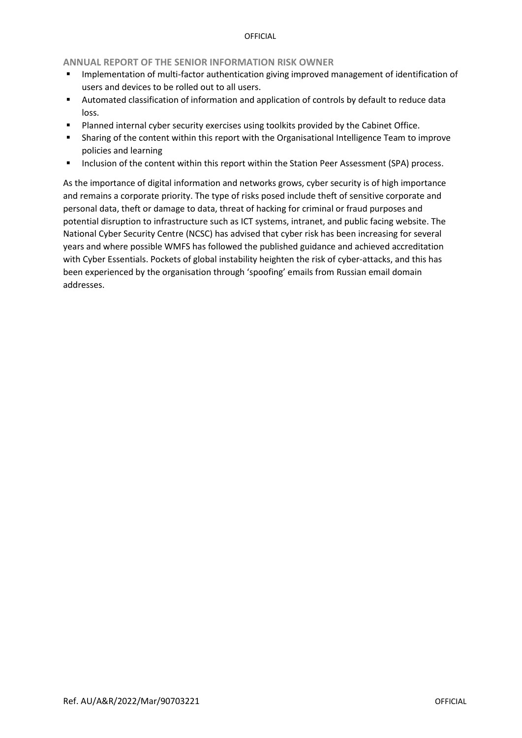## ANNUAL REPORT OF THE SENIOR INFORMATION RISK OWNER

- Implementation of multi-factor authentication giving improved management of identification of users and devices to be rolled out to all users.
- Automated classification of information and application of controls by default to reduce data loss.
- Planned internal cyber security exercises using toolkits provided by the Cabinet Office.
- Sharing of the content within this report with the Organisational Intelligence Team to improve policies and learning
- Inclusion of the content within this report within the Station Peer Assessment (SPA) process.

As the importance of digital information and networks grows, cyber security is of high importance and remains a corporate priority. The type of risks posed include theft of sensitive corporate and personal data, theft or damage to data, threat of hacking for criminal or fraud purposes and potential disruption to infrastructure such as ICT systems, intranet, and public facing website. The National Cyber Security Centre (NCSC) has advised that cyber risk has been increasing for several years and where possible WMFS has followed the published guidance and achieved accreditation with Cyber Essentials. Pockets of global instability heighten the risk of cyber-attacks, and this has been experienced by the organisation through 'spoofing' emails from Russian email domain addresses.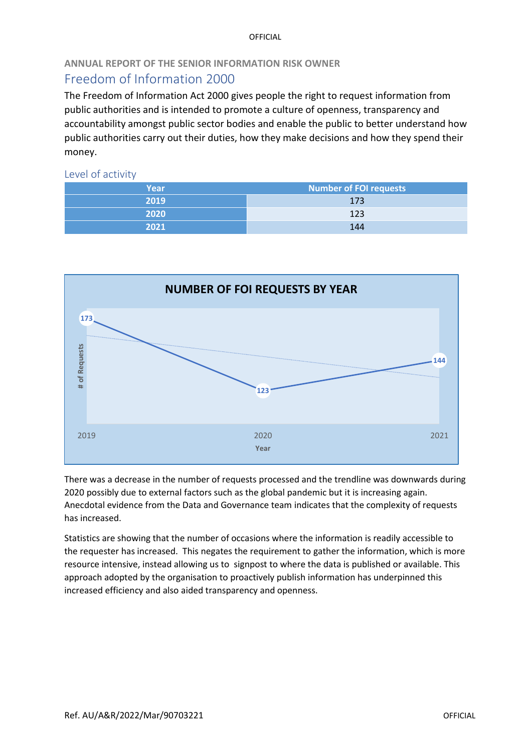## Freedom of Information 2000

The Freedom of Information Act 2000 gives people the right to request information from public authorities and is intended to promote a culture of openness, transparency and accountability amongst public sector bodies and enable the public to better understand how public authorities carry out their duties, how they make decisions and how they spend their money.

### Level of activity

| Year | Number of FOI requests |
|---|---|
| 2019 | 173 |
| 2020 | 123 |
| 2021 | 144 |

There was a decrease in the number of requests processed and the trendline was downwards during 2020 possibly due to external factors such as the global pandemic but it is increasing again. Anecdotal evidence from the Data and Governance team indicates that the complexity of requests has increased.

Statistics are showing that the number of occasions where the information is readily accessible to the requester has increased. This negates the requirement to gather the information, which is more resource intensive, instead allowing us to signpost to where the data is published or available. This approach adopted by the organisation to proactively publish information has underpinned this increased efficiency and also aided transparency and openness.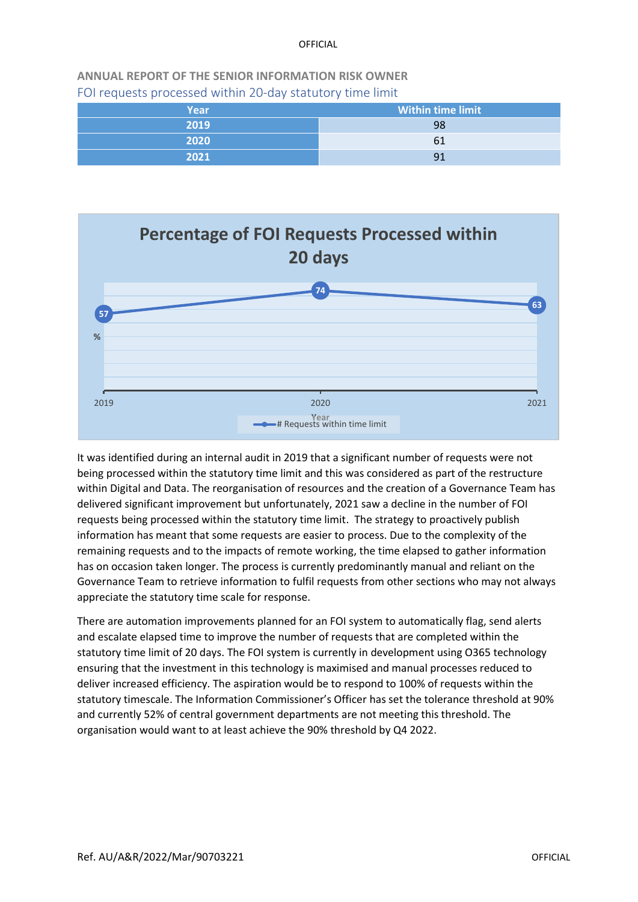## FOI requests processed within 20-day statutory time limit

| Year | Within time limit |
|---|---|
| 2019 | 98 |
| 2020 | 61 |
| 2021 | 91 |

**Percentage of FOI Requests Processed within 20 days**

| Year | % (# Requests within time limit) |
|---|---|
| 2019 | 57 |
| 2020 | 74 |
| 2021 | 63 |

It was identified during an internal audit in 2019 that a significant number of requests were not being processed within the statutory time limit and this was considered as part of the restructure within Digital and Data. The reorganisation of resources and the creation of a Governance Team has delivered significant improvement but unfortunately, 2021 saw a decline in the number of FOI requests being processed within the statutory time limit. The strategy to proactively publish information has meant that some requests are easier to process. Due to the complexity of the remaining requests and to the impacts of remote working, the time elapsed to gather information has on occasion taken longer. The process is currently predominantly manual and reliant on the Governance Team to retrieve information to fulfil requests from other sections who may not always appreciate the statutory time scale for response.

There are automation improvements planned for an FOI system to automatically flag, send alerts and escalate elapsed time to improve the number of requests that are completed within the statutory time limit of 20 days. The FOI system is currently in development using O365 technology ensuring that the investment in this technology is maximised and manual processes reduced to deliver increased efficiency. The aspiration would be to respond to 100% of requests within the statutory timescale. The Information Commissioner's Officer has set the tolerance threshold at 90% and currently 52% of central government departments are not meeting this threshold. The organisation would want to at least achieve the 90% threshold by Q4 2022.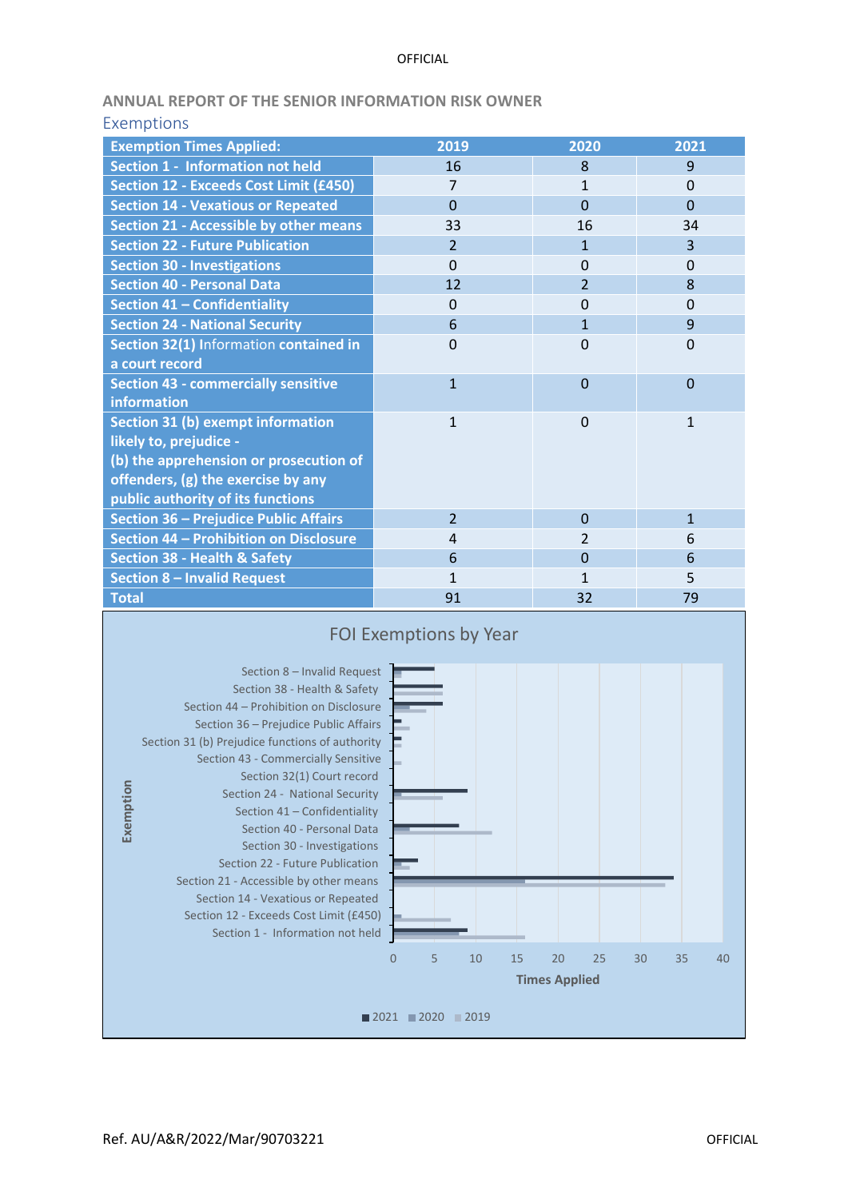## ANNUAL REPORT OF THE SENIOR INFORMATION RISK OWNER

### Exemptions

| Exemption Times Applied: | 2019 | 2020 | 2021 |
|---|---|---|---|
| Section 1 - Information not held | 16 | 8 | 9 |
| Section 12 - Exceeds Cost Limit (£450) | 7 | 1 | 0 |
| Section 14 - Vexatious or Repeated | 0 | 0 | 0 |
| Section 21 - Accessible by other means | 33 | 16 | 34 |
| Section 22 - Future Publication | 2 | 1 | 3 |
| Section 30 - Investigations | 0 | 0 | 0 |
| Section 40 - Personal Data | 12 | 2 | 8 |
| Section 41 – Confidentiality | 0 | 0 | 0 |
| Section 24 - National Security | 6 | 1 | 9 |
| Section 32(1) Information contained in a court record | 0 | 0 | 0 |
| Section 43 - commercially sensitive information | 1 | 0 | 0 |
| Section 31 (b) exempt information likely to, prejudice - (b) the apprehension or prosecution of offenders, (g) the exercise by any public authority of its functions | 1 | 0 | 1 |
| Section 36 – Prejudice Public Affairs | 2 | 0 | 1 |
| Section 44 – Prohibition on Disclosure | 4 | 2 | 6 |
| Section 38 - Health & Safety | 6 | 0 | 6 |
| Section 8 – Invalid Request | 1 | 1 | 5 |
| Total | 91 | 32 | 79 |

FOI Exemptions by Year

Ref. AU/A&R/2022/Mar/90703221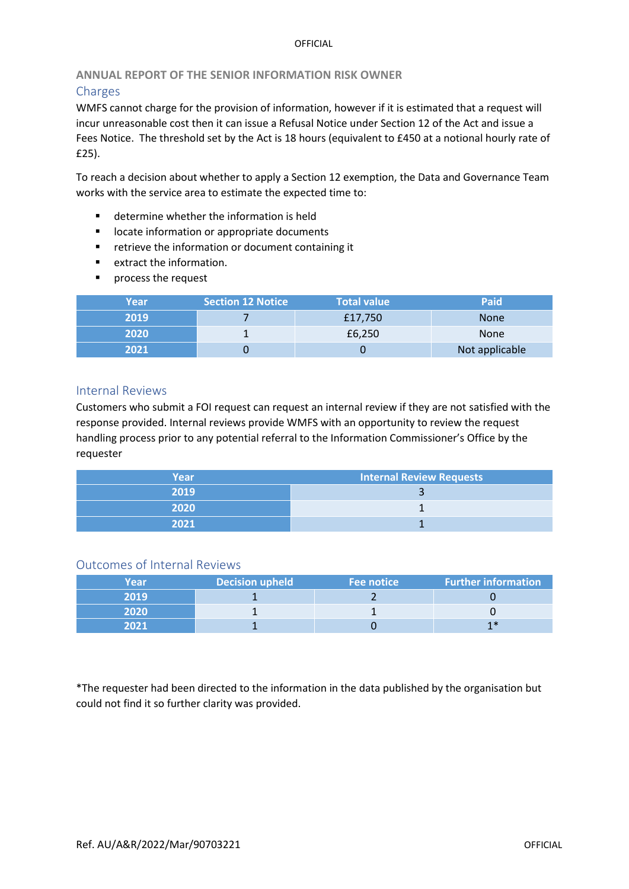## ANNUAL REPORT OF THE SENIOR INFORMATION RISK OWNER

### Charges

WMFS cannot charge for the provision of information, however if it is estimated that a request will incur unreasonable cost then it can issue a Refusal Notice under Section 12 of the Act and issue a Fees Notice. The threshold set by the Act is 18 hours (equivalent to £450 at a notional hourly rate of £25).

To reach a decision about whether to apply a Section 12 exemption, the Data and Governance Team works with the service area to estimate the expected time to:

- determine whether the information is held
- locate information or appropriate documents
- retrieve the information or document containing it
- extract the information.
- process the request

| Year | Section 12 Notice | Total value | Paid |
|---|---|---|---|
| 2019 | 7 | £17,750 | None |
| 2020 | 1 | £6,250 | None |
| 2021 | 0 | 0 | Not applicable |

### Internal Reviews

Customers who submit a FOI request can request an internal review if they are not satisfied with the response provided. Internal reviews provide WMFS with an opportunity to review the request handling process prior to any potential referral to the Information Commissioner's Office by the requester

| Year | Internal Review Requests |
|---|---|
| 2019 | 3 |
| 2020 | 1 |
| 2021 | 1 |

### Outcomes of Internal Reviews

| Year | Decision upheld | Fee notice | Further information |
|---|---|---|---|
| 2019 | 1 | 2 | 0 |
| 2020 | 1 | 1 | 0 |
| 2021 | 1 | 0 | 1* |

*The requester had been directed to the information in the data published by the organisation but could not find it so further clarity was provided.

Ref. AU/A&R/2022/Mar/90703221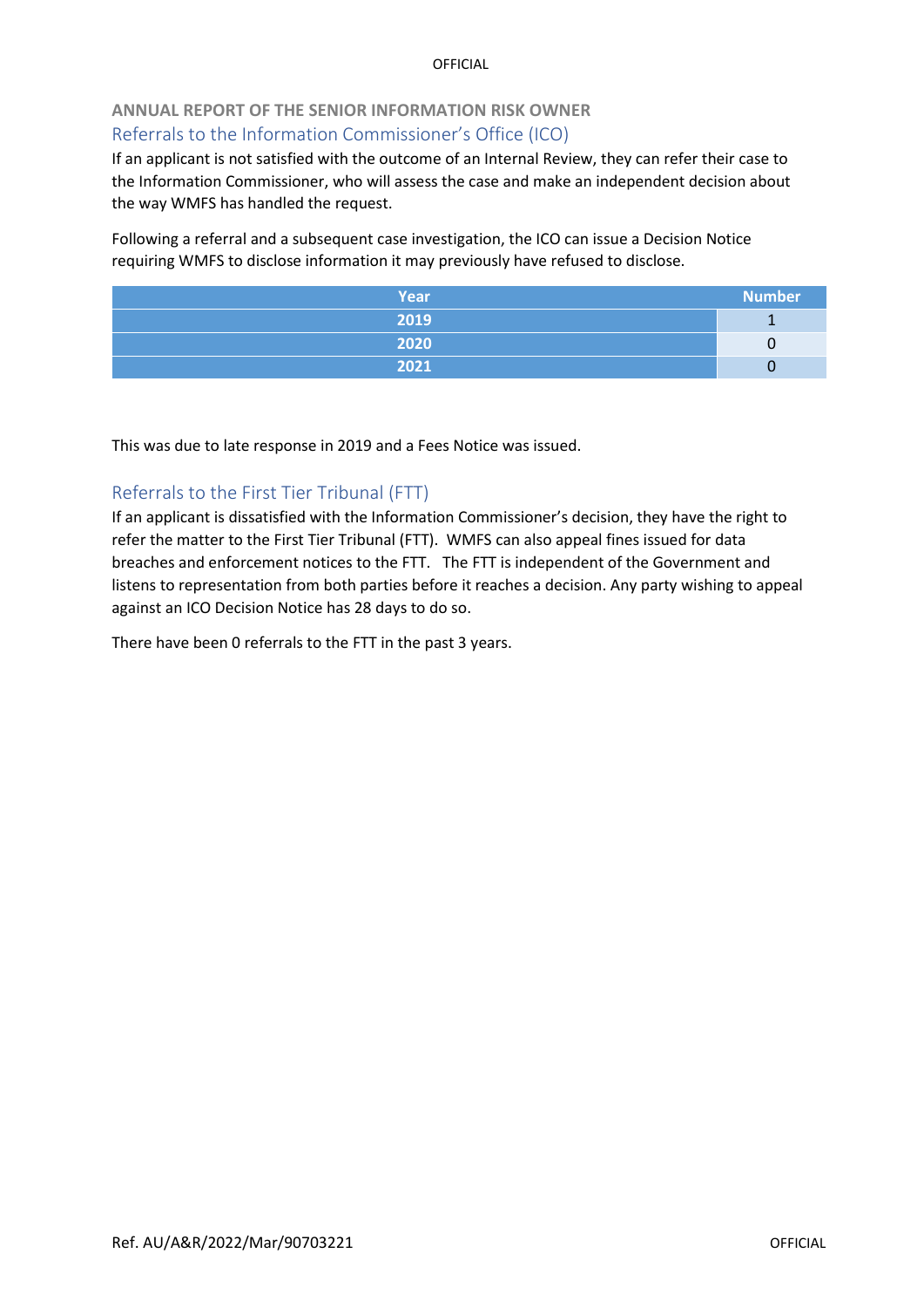## ANNUAL REPORT OF THE SENIOR INFORMATION RISK OWNER

### Referrals to the Information Commissioner's Office (ICO)

If an applicant is not satisfied with the outcome of an Internal Review, they can refer their case to the Information Commissioner, who will assess the case and make an independent decision about the way WMFS has handled the request.

Following a referral and a subsequent case investigation, the ICO can issue a Decision Notice requiring WMFS to disclose information it may previously have refused to disclose.

| Year | Number |
|---|---|
| 2019 | 1 |
| 2020 | 0 |
| 2021 | 0 |

This was due to late response in 2019 and a Fees Notice was issued.

### Referrals to the First Tier Tribunal (FTT)

If an applicant is dissatisfied with the Information Commissioner's decision, they have the right to refer the matter to the First Tier Tribunal (FTT). WMFS can also appeal fines issued for data breaches and enforcement notices to the FTT. The FTT is independent of the Government and listens to representation from both parties before it reaches a decision. Any party wishing to appeal against an ICO Decision Notice has 28 days to do so.

There have been 0 referrals to the FTT in the past 3 years.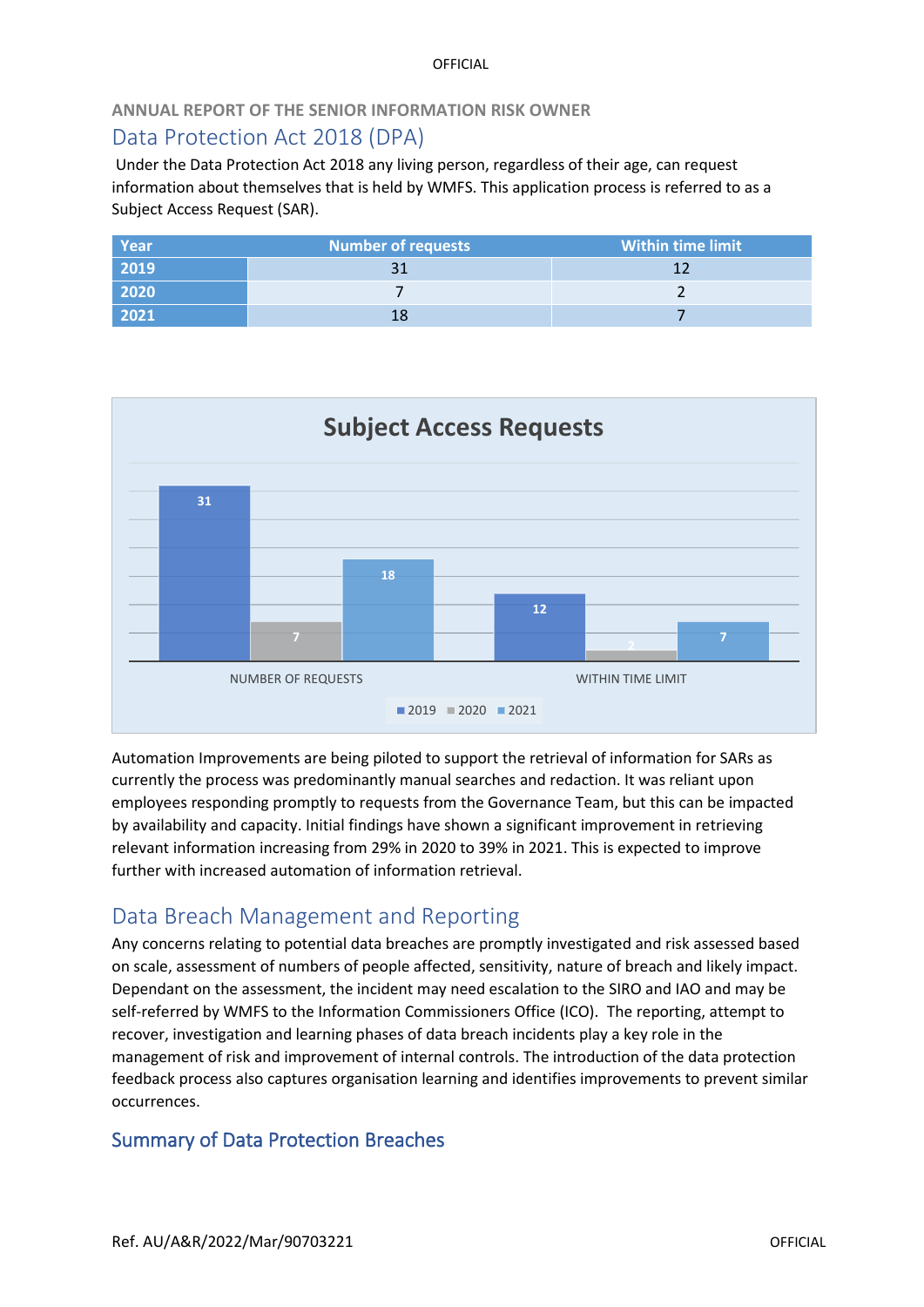ANNUAL REPORT OF THE SENIOR INFORMATION RISK OWNER

## Data Protection Act 2018 (DPA)

Under the Data Protection Act 2018 any living person, regardless of their age, can request information about themselves that is held by WMFS. This application process is referred to as a Subject Access Request (SAR).

| Year | Number of requests | Within time limit |
|---|---|---|
| 2019 | 31 | 12 |
| 2020 | 7 | 2 |
| 2021 | 18 | 7 |

**Subject Access Requests**

| | 2019 | 2020 | 2021 |
|---|---|---|---|
| NUMBER OF REQUESTS | 31 | 7 | 18 |
| WITHIN TIME LIMIT | 12 | 2 | 7 |

Automation Improvements are being piloted to support the retrieval of information for SARs as currently the process was predominantly manual searches and redaction. It was reliant upon employees responding promptly to requests from the Governance Team, but this can be impacted by availability and capacity. Initial findings have shown a significant improvement in retrieving relevant information increasing from 29% in 2020 to 39% in 2021. This is expected to improve further with increased automation of information retrieval.

## Data Breach Management and Reporting

Any concerns relating to potential data breaches are promptly investigated and risk assessed based on scale, assessment of numbers of people affected, sensitivity, nature of breach and likely impact. Dependant on the assessment, the incident may need escalation to the SIRO and IAO and may be self-referred by WMFS to the Information Commissioners Office (ICO). The reporting, attempt to recover, investigation and learning phases of data breach incidents play a key role in the management of risk and improvement of internal controls. The introduction of the data protection feedback process also captures organisation learning and identifies improvements to prevent similar occurrences.

### Summary of Data Protection Breaches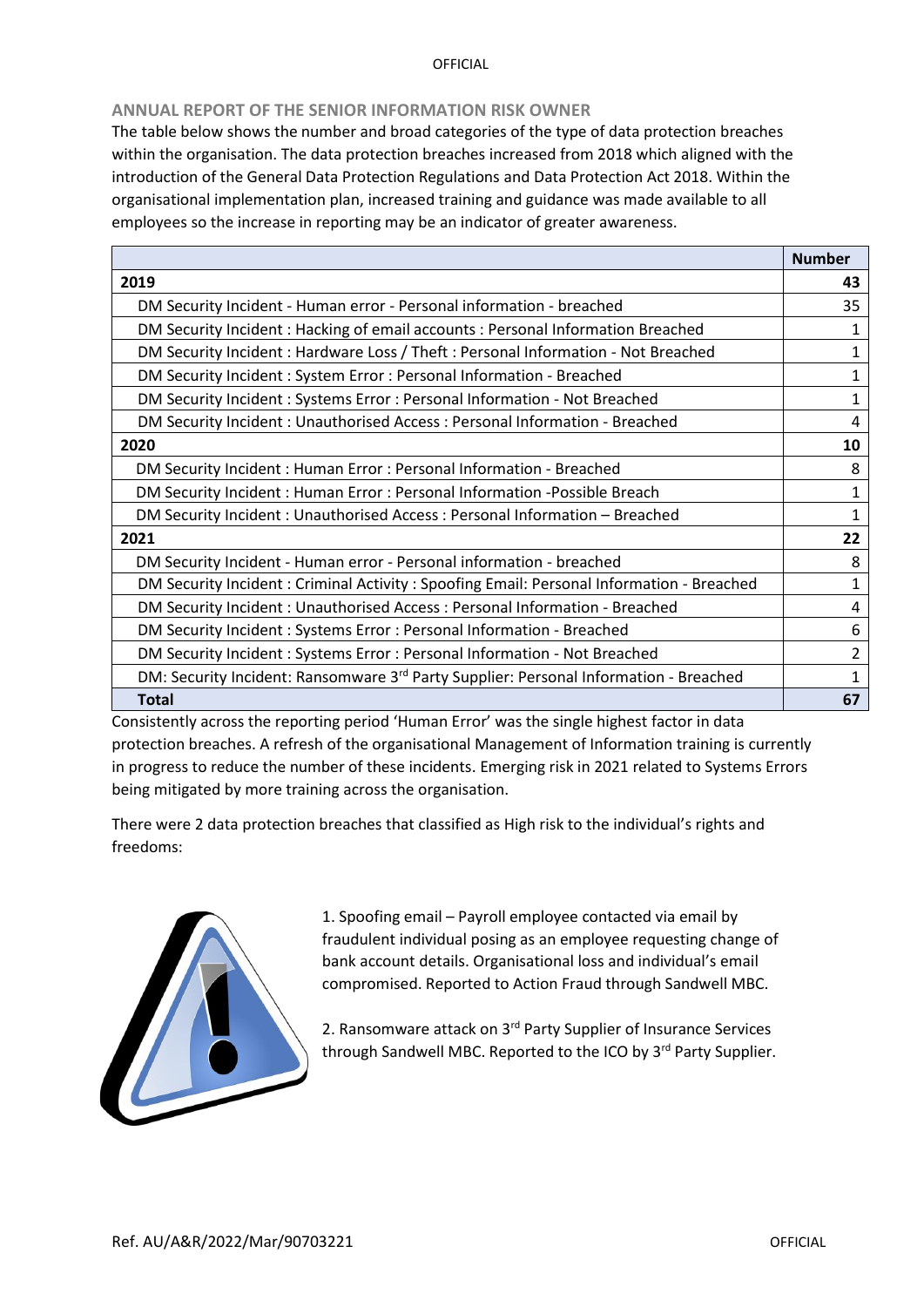## ANNUAL REPORT OF THE SENIOR INFORMATION RISK OWNER

The table below shows the number and broad categories of the type of data protection breaches within the organisation. The data protection breaches increased from 2018 which aligned with the introduction of the General Data Protection Regulations and Data Protection Act 2018. Within the organisational implementation plan, increased training and guidance was made available to all employees so the increase in reporting may be an indicator of greater awareness.

| | Number |
|---|---|
| **2019** | **43** |
| DM Security Incident - Human error - Personal information - breached | 35 |
| DM Security Incident : Hacking of email accounts : Personal Information Breached | 1 |
| DM Security Incident : Hardware Loss / Theft : Personal Information - Not Breached | 1 |
| DM Security Incident : System Error : Personal Information - Breached | 1 |
| DM Security Incident : Systems Error : Personal Information - Not Breached | 1 |
| DM Security Incident : Unauthorised Access : Personal Information - Breached | 4 |
| **2020** | **10** |
| DM Security Incident : Human Error : Personal Information - Breached | 8 |
| DM Security Incident : Human Error : Personal Information -Possible Breach | 1 |
| DM Security Incident : Unauthorised Access : Personal Information – Breached | 1 |
| **2021** | **22** |
| DM Security Incident - Human error - Personal information - breached | 8 |
| DM Security Incident : Criminal Activity : Spoofing Email: Personal Information - Breached | 1 |
| DM Security Incident : Unauthorised Access : Personal Information - Breached | 4 |
| DM Security Incident : Systems Error : Personal Information - Breached | 6 |
| DM Security Incident : Systems Error : Personal Information - Not Breached | 2 |
| DM: Security Incident: Ransomware 3rd Party Supplier: Personal Information - Breached | 1 |
| **Total** | **67** |

Consistently across the reporting period 'Human Error' was the single highest factor in data protection breaches. A refresh of the organisational Management of Information training is currently in progress to reduce the number of these incidents. Emerging risk in 2021 related to Systems Errors being mitigated by more training across the organisation.

There were 2 data protection breaches that classified as High risk to the individual's rights and freedoms:

1. Spoofing email – Payroll employee contacted via email by fraudulent individual posing as an employee requesting change of bank account details. Organisational loss and individual's email compromised. Reported to Action Fraud through Sandwell MBC.

2. Ransomware attack on 3rd Party Supplier of Insurance Services through Sandwell MBC. Reported to the ICO by 3rd Party Supplier.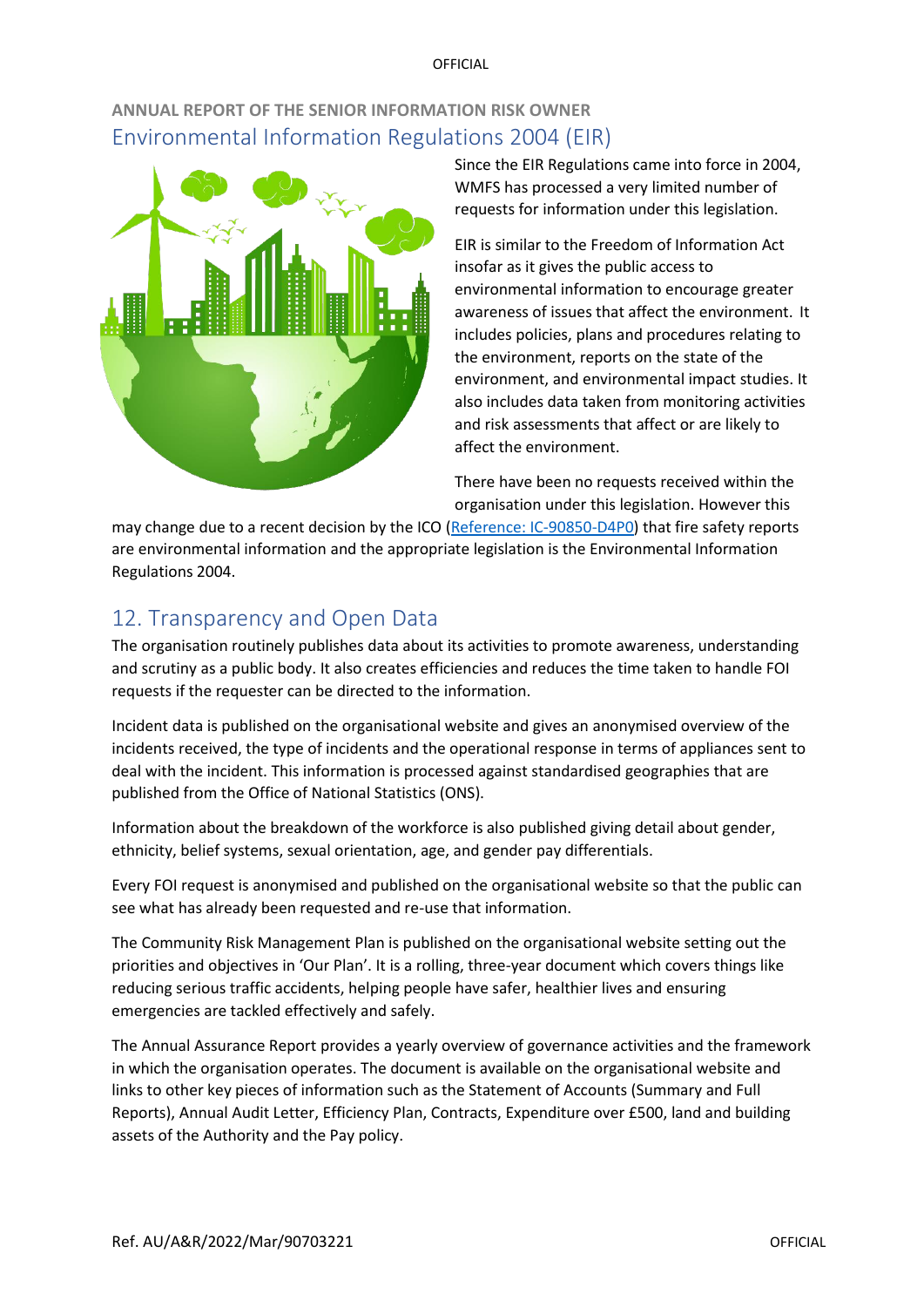## ANNUAL REPORT OF THE SENIOR INFORMATION RISK OWNER

## Environmental Information Regulations 2004 (EIR)

Since the EIR Regulations came into force in 2004, WMFS has processed a very limited number of requests for information under this legislation.

EIR is similar to the Freedom of Information Act insofar as it gives the public access to environmental information to encourage greater awareness of issues that affect the environment. It includes policies, plans and procedures relating to the environment, reports on the state of the environment, and environmental impact studies. It also includes data taken from monitoring activities and risk assessments that affect or are likely to affect the environment.

There have been no requests received within the organisation under this legislation. However this may change due to a recent decision by the ICO (Reference: IC-90850-D4P0) that fire safety reports are environmental information and the appropriate legislation is the Environmental Information Regulations 2004.

## 12. Transparency and Open Data

The organisation routinely publishes data about its activities to promote awareness, understanding and scrutiny as a public body. It also creates efficiencies and reduces the time taken to handle FOI requests if the requester can be directed to the information.

Incident data is published on the organisational website and gives an anonymised overview of the incidents received, the type of incidents and the operational response in terms of appliances sent to deal with the incident. This information is processed against standardised geographies that are published from the Office of National Statistics (ONS).

Information about the breakdown of the workforce is also published giving detail about gender, ethnicity, belief systems, sexual orientation, age, and gender pay differentials.

Every FOI request is anonymised and published on the organisational website so that the public can see what has already been requested and re-use that information.

The Community Risk Management Plan is published on the organisational website setting out the priorities and objectives in 'Our Plan'. It is a rolling, three-year document which covers things like reducing serious traffic accidents, helping people have safer, healthier lives and ensuring emergencies are tackled effectively and safely.

The Annual Assurance Report provides a yearly overview of governance activities and the framework in which the organisation operates. The document is available on the organisational website and links to other key pieces of information such as the Statement of Accounts (Summary and Full Reports), Annual Audit Letter, Efficiency Plan, Contracts, Expenditure over £500, land and building assets of the Authority and the Pay policy.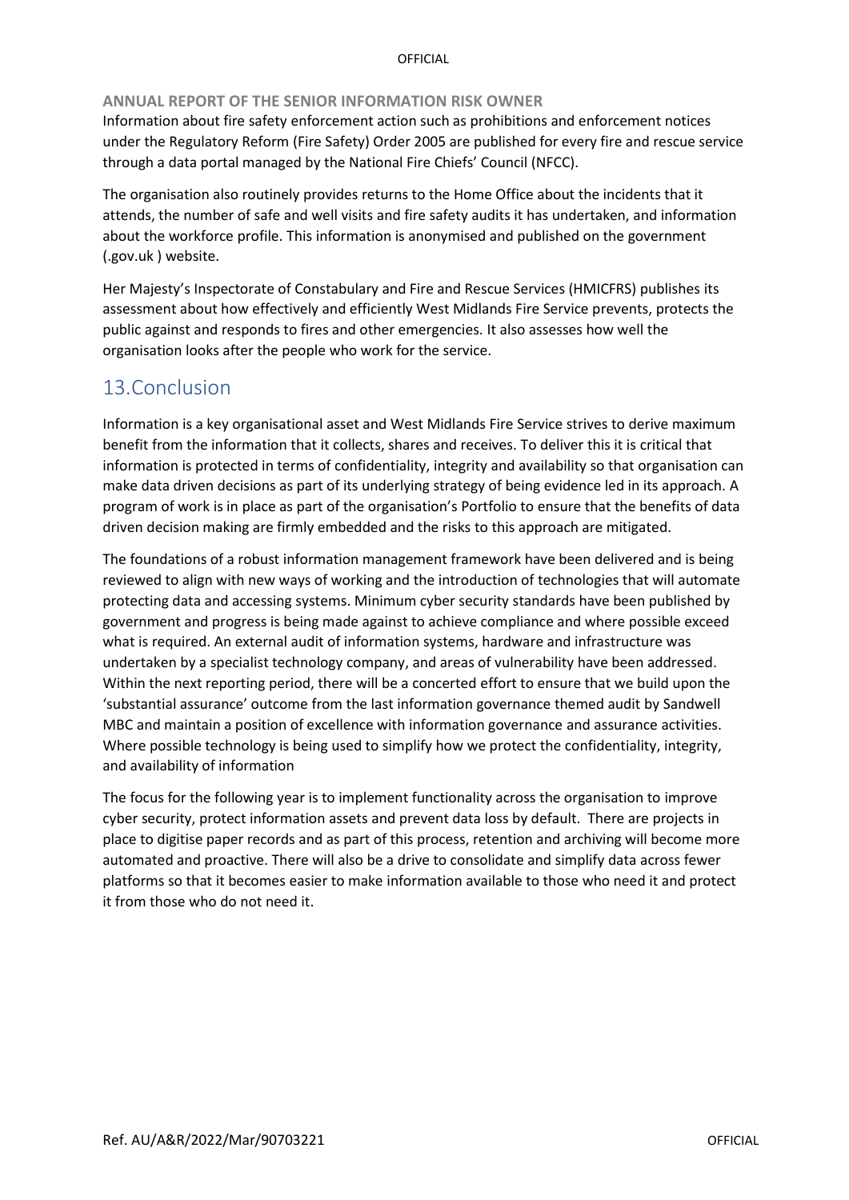Information about fire safety enforcement action such as prohibitions and enforcement notices under the Regulatory Reform (Fire Safety) Order 2005 are published for every fire and rescue service through a data portal managed by the National Fire Chiefs' Council (NFCC).

The organisation also routinely provides returns to the Home Office about the incidents that it attends, the number of safe and well visits and fire safety audits it has undertaken, and information about the workforce profile. This information is anonymised and published on the government (.gov.uk ) website.

Her Majesty's Inspectorate of Constabulary and Fire and Rescue Services (HMICFRS) publishes its assessment about how effectively and efficiently West Midlands Fire Service prevents, protects the public against and responds to fires and other emergencies. It also assesses how well the organisation looks after the people who work for the service.

## 13.Conclusion

Information is a key organisational asset and West Midlands Fire Service strives to derive maximum benefit from the information that it collects, shares and receives. To deliver this it is critical that information is protected in terms of confidentiality, integrity and availability so that organisation can make data driven decisions as part of its underlying strategy of being evidence led in its approach. A program of work is in place as part of the organisation's Portfolio to ensure that the benefits of data driven decision making are firmly embedded and the risks to this approach are mitigated.

The foundations of a robust information management framework have been delivered and is being reviewed to align with new ways of working and the introduction of technologies that will automate protecting data and accessing systems. Minimum cyber security standards have been published by government and progress is being made against to achieve compliance and where possible exceed what is required. An external audit of information systems, hardware and infrastructure was undertaken by a specialist technology company, and areas of vulnerability have been addressed. Within the next reporting period, there will be a concerted effort to ensure that we build upon the 'substantial assurance' outcome from the last information governance themed audit by Sandwell MBC and maintain a position of excellence with information governance and assurance activities. Where possible technology is being used to simplify how we protect the confidentiality, integrity, and availability of information

The focus for the following year is to implement functionality across the organisation to improve cyber security, protect information assets and prevent data loss by default. There are projects in place to digitise paper records and as part of this process, retention and archiving will become more automated and proactive. There will also be a drive to consolidate and simplify data across fewer platforms so that it becomes easier to make information available to those who need it and protect it from those who do not need it.